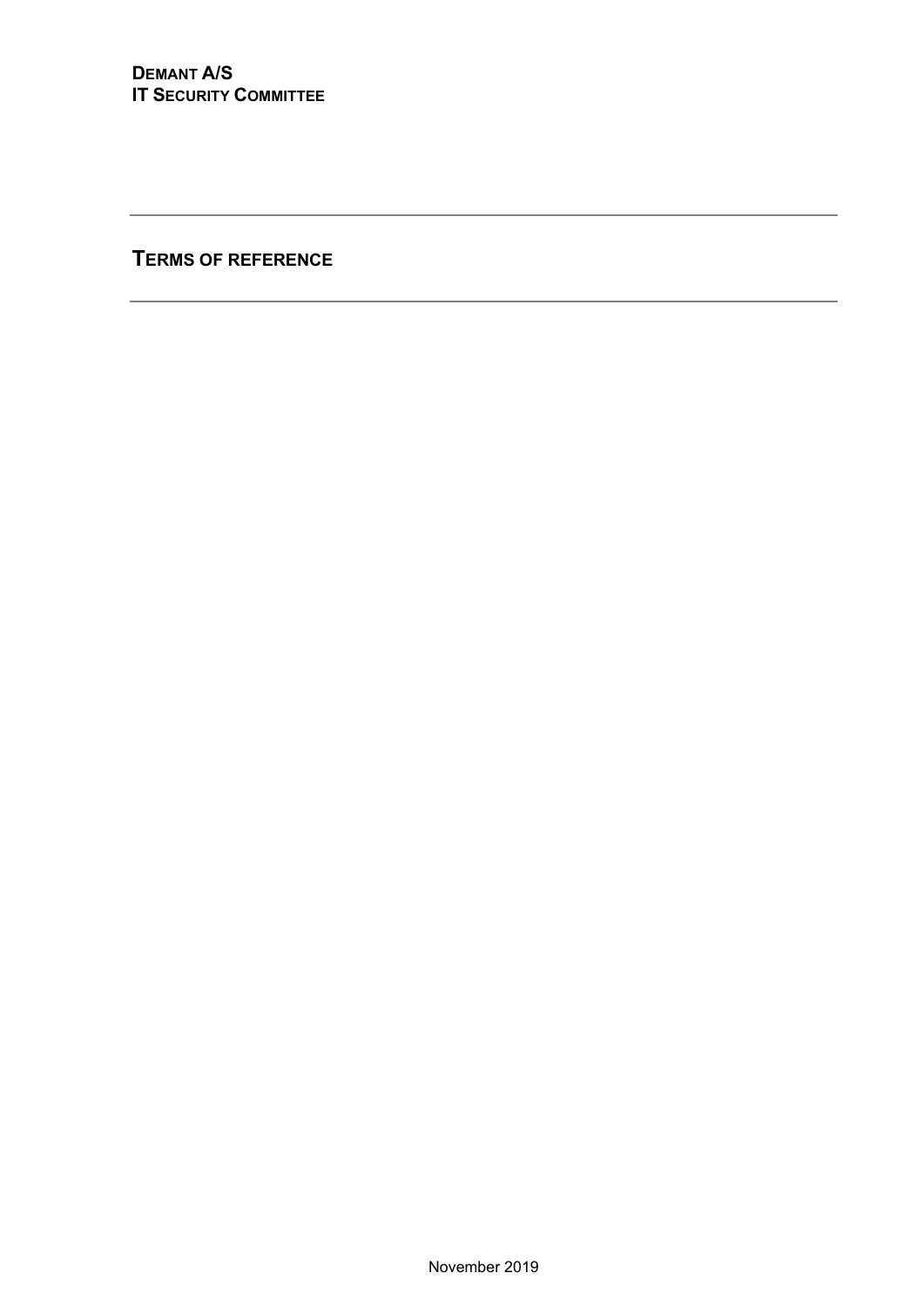**DEMANT A/S**
**IT SECURITY COMMITTEE**

---

# TERMS OF REFERENCE

---

November 2019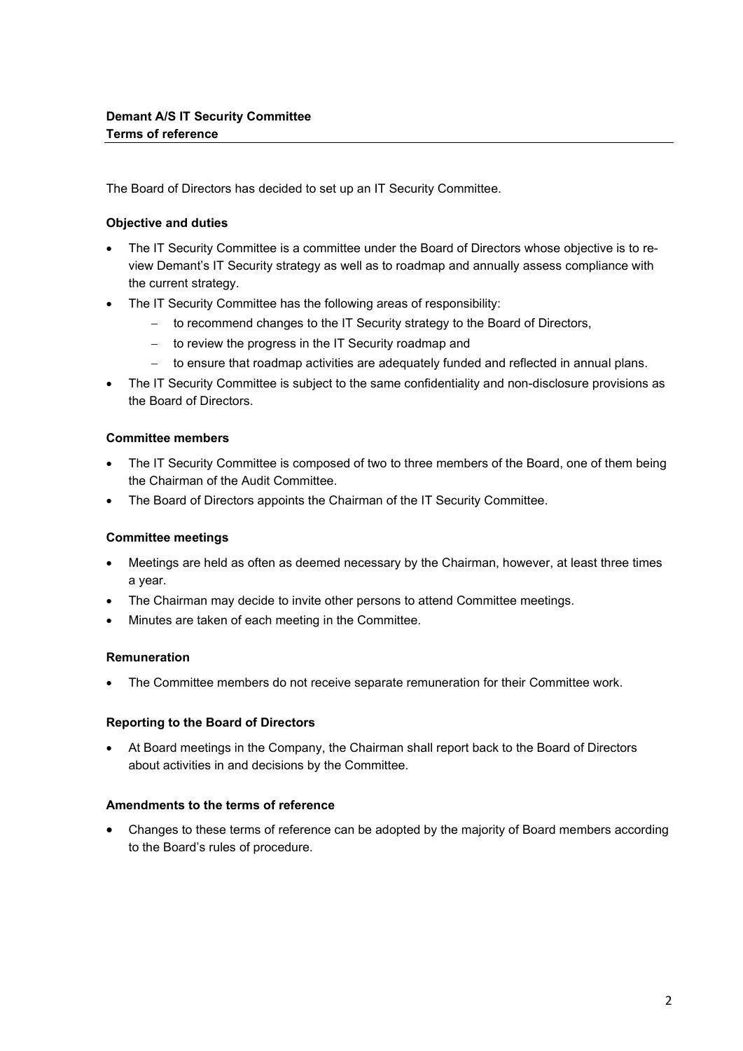**Demant A/S IT Security Committee**
**Terms of reference**

The Board of Directors has decided to set up an IT Security Committee.

**Objective and duties**

- The IT Security Committee is a committee under the Board of Directors whose objective is to review Demant's IT Security strategy as well as to roadmap and annually assess compliance with the current strategy.
- The IT Security Committee has the following areas of responsibility:
  - to recommend changes to the IT Security strategy to the Board of Directors,
  - to review the progress in the IT Security roadmap and
  - to ensure that roadmap activities are adequately funded and reflected in annual plans.
- The IT Security Committee is subject to the same confidentiality and non-disclosure provisions as the Board of Directors.

**Committee members**

- The IT Security Committee is composed of two to three members of the Board, one of them being the Chairman of the Audit Committee.
- The Board of Directors appoints the Chairman of the IT Security Committee.

**Committee meetings**

- Meetings are held as often as deemed necessary by the Chairman, however, at least three times a year.
- The Chairman may decide to invite other persons to attend Committee meetings.
- Minutes are taken of each meeting in the Committee.

**Remuneration**

- The Committee members do not receive separate remuneration for their Committee work.

**Reporting to the Board of Directors**

- At Board meetings in the Company, the Chairman shall report back to the Board of Directors about activities in and decisions by the Committee.

**Amendments to the terms of reference**

- Changes to these terms of reference can be adopted by the majority of Board members according to the Board's rules of procedure.